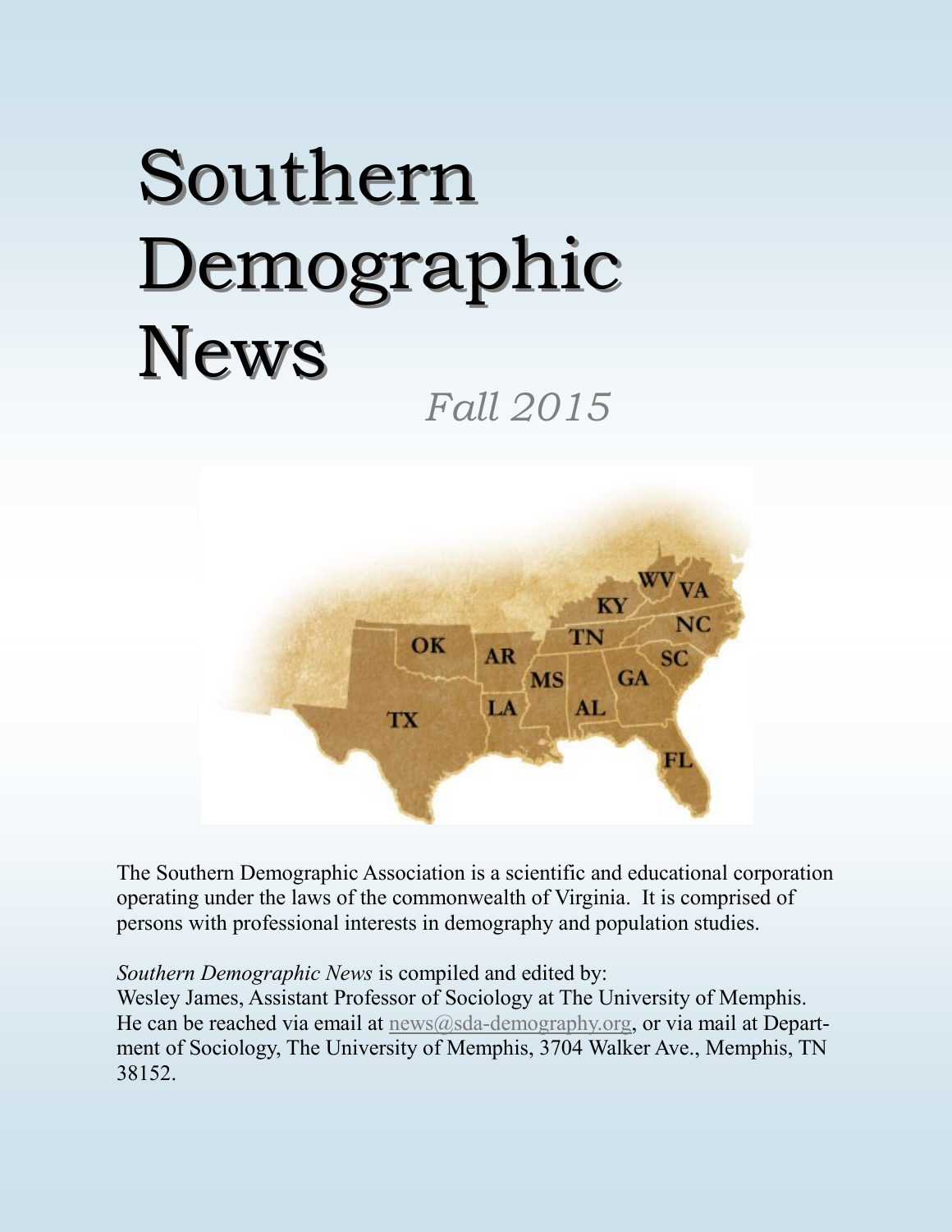# Southern Demographic News

*Fall 2015*

The Southern Demographic Association is a scientific and educational corporation operating under the laws of the commonwealth of Virginia. It is comprised of persons with professional interests in demography and population studies.

*Southern Demographic News* is compiled and edited by:
Wesley James, Assistant Professor of Sociology at The University of Memphis. He can be reached via email at news@sda-demography.org, or via mail at Department of Sociology, The University of Memphis, 3704 Walker Ave., Memphis, TN 38152.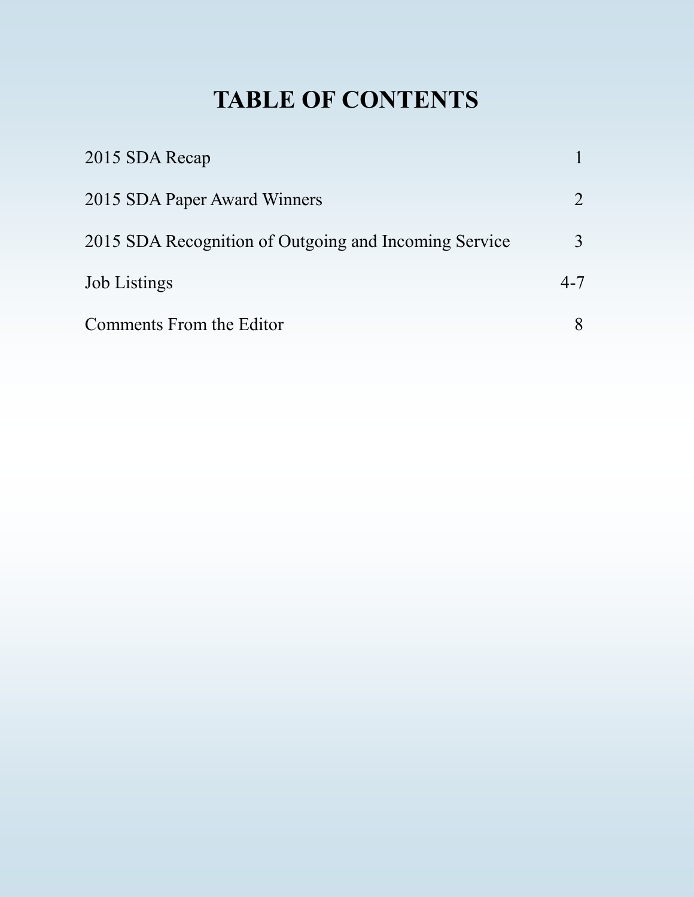# TABLE OF CONTENTS

| | |
|---|---|
| 2015 SDA Recap | 1 |
| 2015 SDA Paper Award Winners | 2 |
| 2015 SDA Recognition of Outgoing and Incoming Service | 3 |
| Job Listings | 4-7 |
| Comments From the Editor | 8 |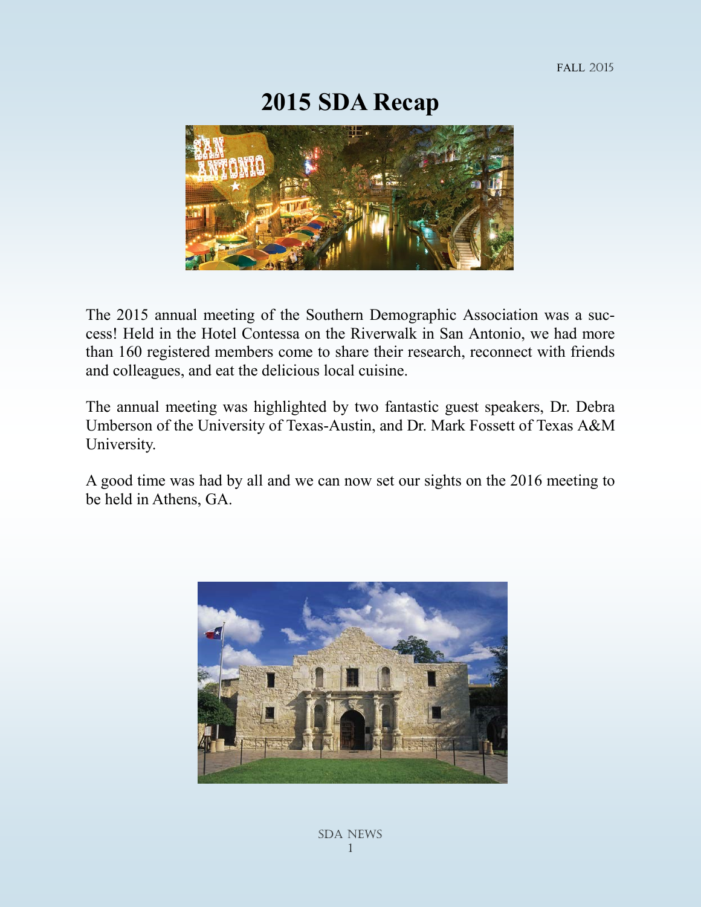# 2015 SDA Recap

The 2015 annual meeting of the Southern Demographic Association was a success! Held in the Hotel Contessa on the Riverwalk in San Antonio, we had more than 160 registered members come to share their research, reconnect with friends and colleagues, and eat the delicious local cuisine.

The annual meeting was highlighted by two fantastic guest speakers, Dr. Debra Umberson of the University of Texas-Austin, and Dr. Mark Fossett of Texas A&M University.

A good time was had by all and we can now set our sights on the 2016 meeting to be held in Athens, GA.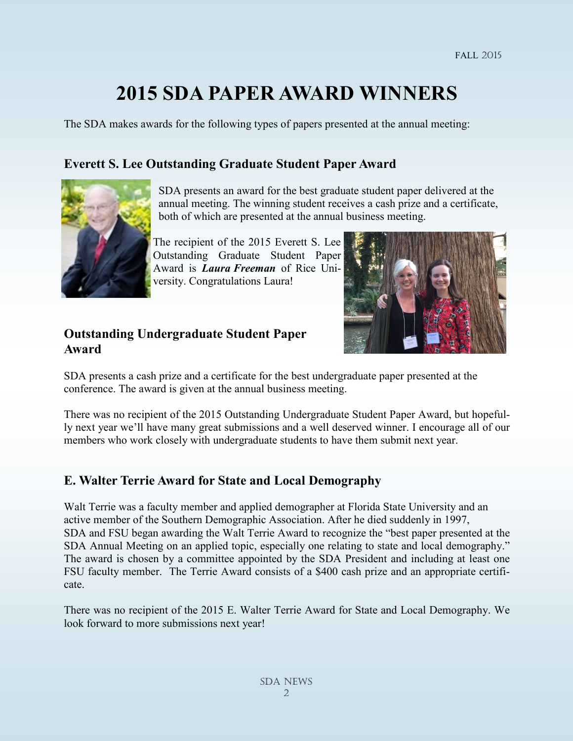# 2015 SDA PAPER AWARD WINNERS

The SDA makes awards for the following types of papers presented at the annual meeting:

## Everett S. Lee Outstanding Graduate Student Paper Award

SDA presents an award for the best graduate student paper delivered at the annual meeting. The winning student receives a cash prize and a certificate, both of which are presented at the annual business meeting.

The recipient of the 2015 Everett S. Lee Outstanding Graduate Student Paper Award is ***Laura Freeman*** of Rice University. Congratulations Laura!

## Outstanding Undergraduate Student Paper Award

SDA presents a cash prize and a certificate for the best undergraduate paper presented at the conference. The award is given at the annual business meeting.

There was no recipient of the 2015 Outstanding Undergraduate Student Paper Award, but hopefully next year we'll have many great submissions and a well deserved winner. I encourage all of our members who work closely with undergraduate students to have them submit next year.

## E. Walter Terrie Award for State and Local Demography

Walt Terrie was a faculty member and applied demographer at Florida State University and an active member of the Southern Demographic Association. After he died suddenly in 1997, SDA and FSU began awarding the Walt Terrie Award to recognize the "best paper presented at the SDA Annual Meeting on an applied topic, especially one relating to state and local demography." The award is chosen by a committee appointed by the SDA President and including at least one FSU faculty member. The Terrie Award consists of a $400 cash prize and an appropriate certificate.

There was no recipient of the 2015 E. Walter Terrie Award for State and Local Demography. We look forward to more submissions next year!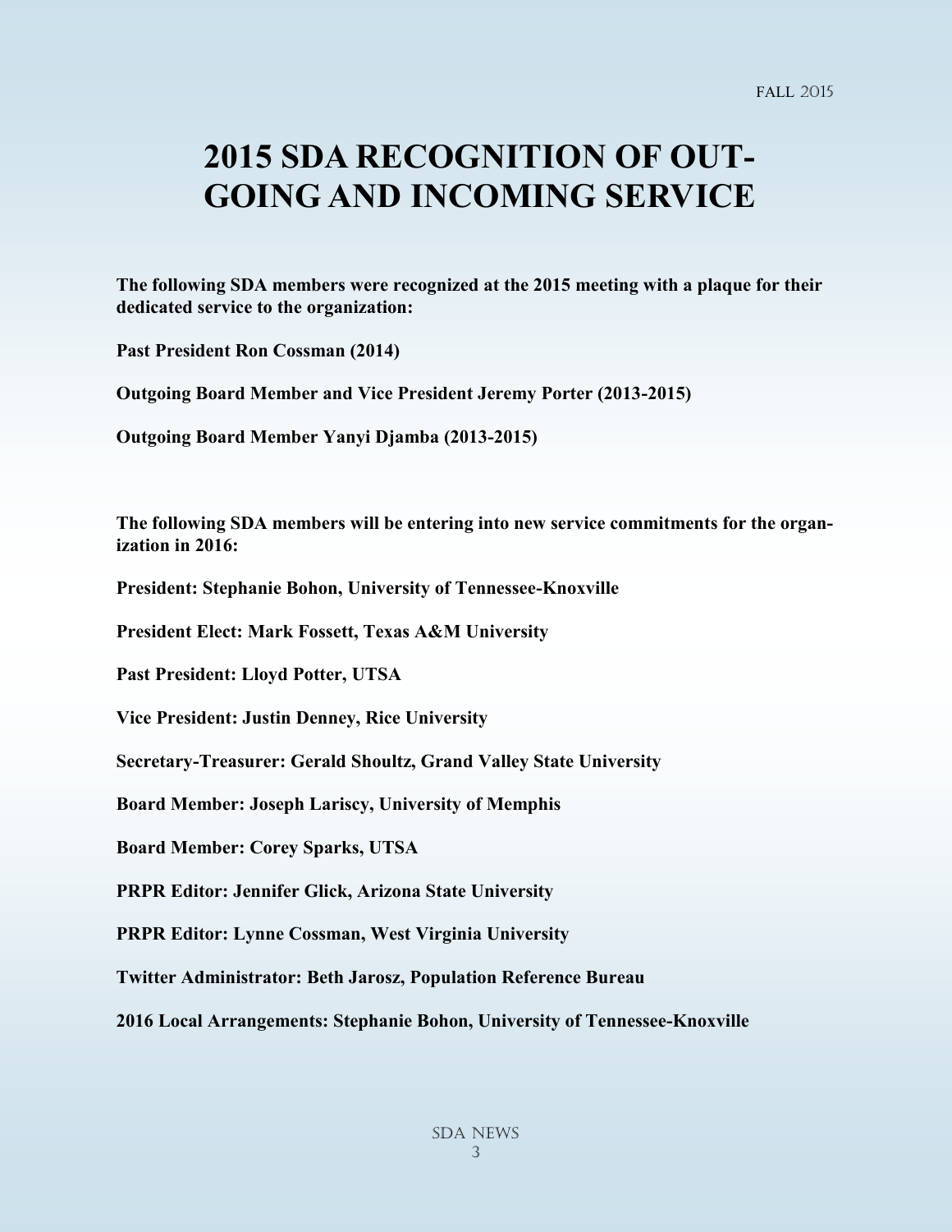# 2015 SDA RECOGNITION OF OUT-GOING AND INCOMING SERVICE

**The following SDA members were recognized at the 2015 meeting with a plaque for their dedicated service to the organization:**

**Past President Ron Cossman (2014)**

**Outgoing Board Member and Vice President Jeremy Porter (2013-2015)**

**Outgoing Board Member Yanyi Djamba (2013-2015)**

**The following SDA members will be entering into new service commitments for the organization in 2016:**

**President: Stephanie Bohon, University of Tennessee-Knoxville**

**President Elect: Mark Fossett, Texas A&M University**

**Past President: Lloyd Potter, UTSA**

**Vice President: Justin Denney, Rice University**

**Secretary-Treasurer: Gerald Shoultz, Grand Valley State University**

**Board Member: Joseph Lariscy, University of Memphis**

**Board Member: Corey Sparks, UTSA**

**PRPR Editor: Jennifer Glick, Arizona State University**

**PRPR Editor: Lynne Cossman, West Virginia University**

**Twitter Administrator: Beth Jarosz, Population Reference Bureau**

**2016 Local Arrangements: Stephanie Bohon, University of Tennessee-Knoxville**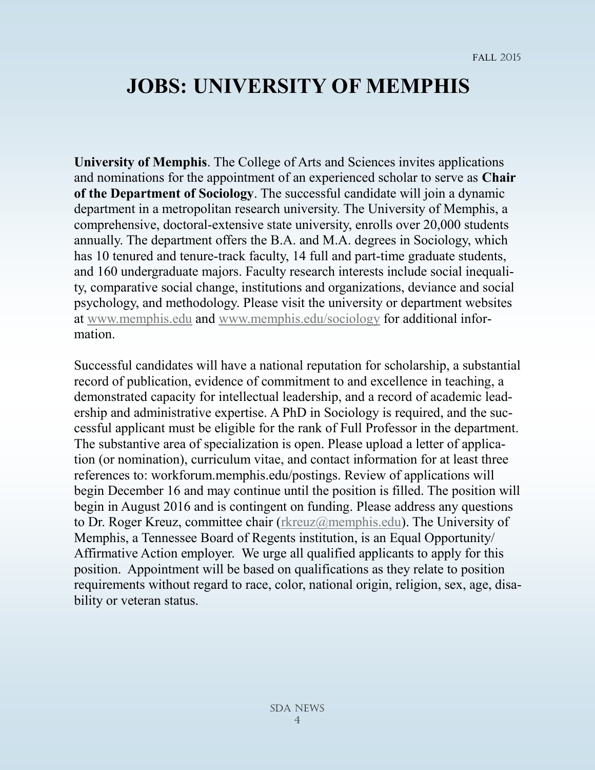# JOBS: UNIVERSITY OF MEMPHIS

**University of Memphis**. The College of Arts and Sciences invites applications and nominations for the appointment of an experienced scholar to serve as **Chair of the Department of Sociology**. The successful candidate will join a dynamic department in a metropolitan research university. The University of Memphis, a comprehensive, doctoral-extensive state university, enrolls over 20,000 students annually. The department offers the B.A. and M.A. degrees in Sociology, which has 10 tenured and tenure-track faculty, 14 full and part-time graduate students, and 160 undergraduate majors. Faculty research interests include social inequality, comparative social change, institutions and organizations, deviance and social psychology, and methodology. Please visit the university or department websites at www.memphis.edu and www.memphis.edu/sociology for additional information.

Successful candidates will have a national reputation for scholarship, a substantial record of publication, evidence of commitment to and excellence in teaching, a demonstrated capacity for intellectual leadership, and a record of academic leadership and administrative expertise. A PhD in Sociology is required, and the successful applicant must be eligible for the rank of Full Professor in the department. The substantive area of specialization is open. Please upload a letter of application (or nomination), curriculum vitae, and contact information for at least three references to: workforum.memphis.edu/postings. Review of applications will begin December 16 and may continue until the position is filled. The position will begin in August 2016 and is contingent on funding. Please address any questions to Dr. Roger Kreuz, committee chair (rkreuz@memphis.edu). The University of Memphis, a Tennessee Board of Regents institution, is an Equal Opportunity/ Affirmative Action employer. We urge all qualified applicants to apply for this position. Appointment will be based on qualifications as they relate to position requirements without regard to race, color, national origin, religion, sex, age, disability or veteran status.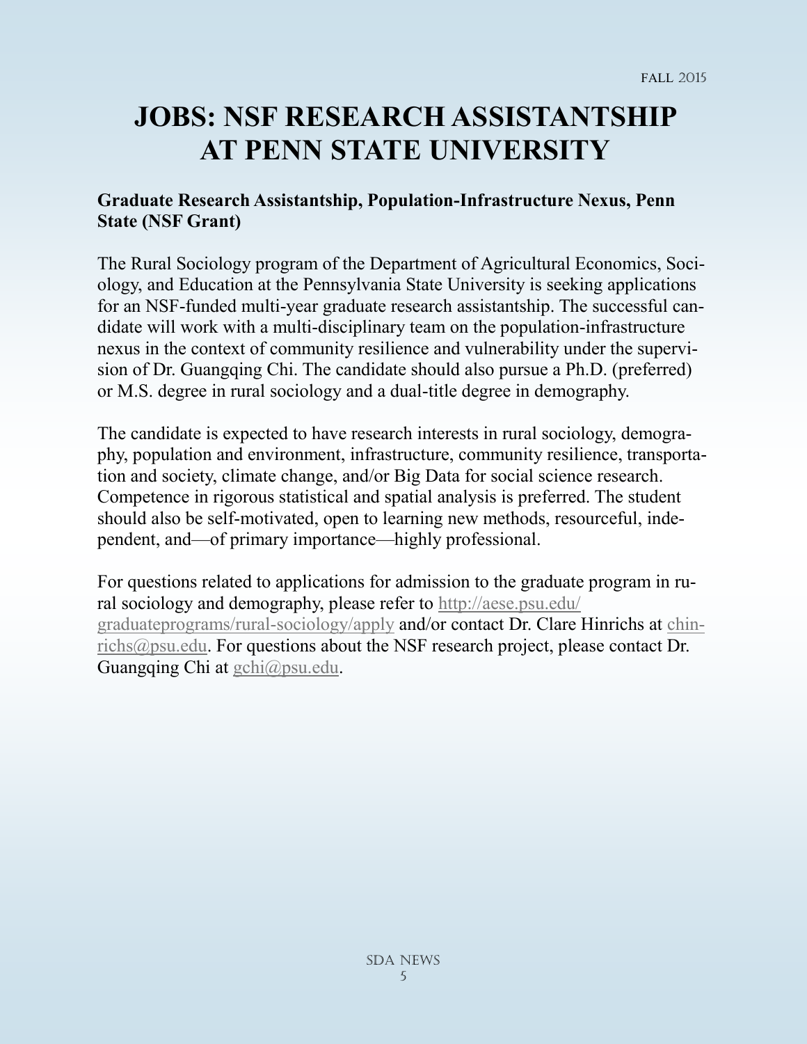# JOBS: NSF RESEARCH ASSISTANTSHIP AT PENN STATE UNIVERSITY

**Graduate Research Assistantship, Population-Infrastructure Nexus, Penn State (NSF Grant)**

The Rural Sociology program of the Department of Agricultural Economics, Sociology, and Education at the Pennsylvania State University is seeking applications for an NSF-funded multi-year graduate research assistantship. The successful candidate will work with a multi-disciplinary team on the population-infrastructure nexus in the context of community resilience and vulnerability under the supervision of Dr. Guangqing Chi. The candidate should also pursue a Ph.D. (preferred) or M.S. degree in rural sociology and a dual-title degree in demography.

The candidate is expected to have research interests in rural sociology, demography, population and environment, infrastructure, community resilience, transportation and society, climate change, and/or Big Data for social science research. Competence in rigorous statistical and spatial analysis is preferred. The student should also be self-motivated, open to learning new methods, resourceful, independent, and—of primary importance—highly professional.

For questions related to applications for admission to the graduate program in rural sociology and demography, please refer to http://aese.psu.edu/graduateprograms/rural-sociology/apply and/or contact Dr. Clare Hinrichs at chinrichs@psu.edu. For questions about the NSF research project, please contact Dr. Guangqing Chi at gchi@psu.edu.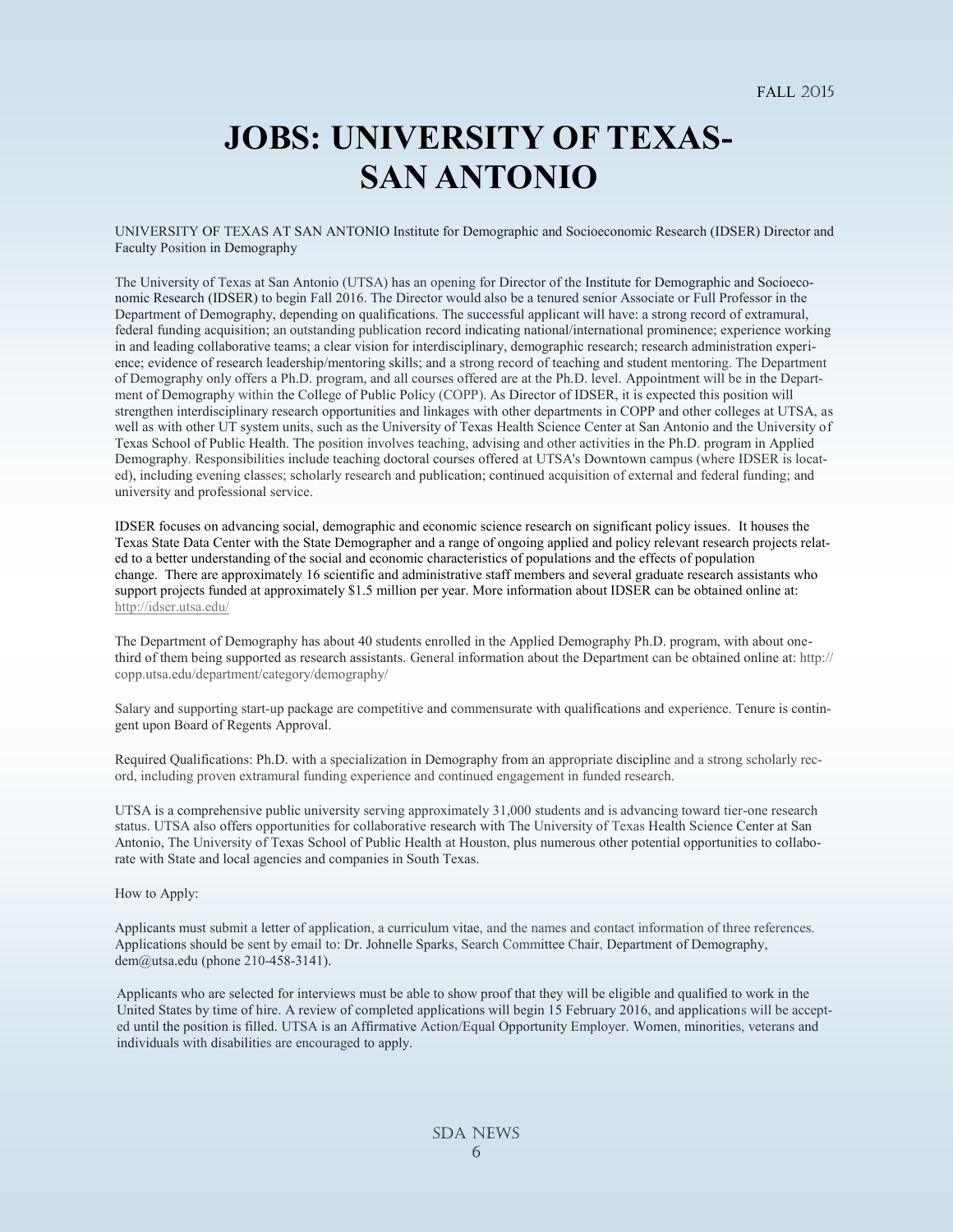# JOBS: UNIVERSITY OF TEXAS-SAN ANTONIO

UNIVERSITY OF TEXAS AT SAN ANTONIO Institute for Demographic and Socioeconomic Research (IDSER) Director and Faculty Position in Demography

The University of Texas at San Antonio (UTSA) has an opening for Director of the Institute for Demographic and Socioeconomic Research (IDSER) to begin Fall 2016. The Director would also be a tenured senior Associate or Full Professor in the Department of Demography, depending on qualifications. The successful applicant will have: a strong record of extramural, federal funding acquisition; an outstanding publication record indicating national/international prominence; experience working in and leading collaborative teams; a clear vision for interdisciplinary, demographic research; research administration experience; evidence of research leadership/mentoring skills; and a strong record of teaching and student mentoring. The Department of Demography only offers a Ph.D. program, and all courses offered are at the Ph.D. level. Appointment will be in the Department of Demography within the College of Public Policy (COPP). As Director of IDSER, it is expected this position will strengthen interdisciplinary research opportunities and linkages with other departments in COPP and other colleges at UTSA, as well as with other UT system units, such as the University of Texas Health Science Center at San Antonio and the University of Texas School of Public Health. The position involves teaching, advising and other activities in the Ph.D. program in Applied Demography. Responsibilities include teaching doctoral courses offered at UTSA's Downtown campus (where IDSER is located), including evening classes; scholarly research and publication; continued acquisition of external and federal funding; and university and professional service.

IDSER focuses on advancing social, demographic and economic science research on significant policy issues. It houses the Texas State Data Center with the State Demographer and a range of ongoing applied and policy relevant research projects related to a better understanding of the social and economic characteristics of populations and the effects of population change. There are approximately 16 scientific and administrative staff members and several graduate research assistants who support projects funded at approximately $1.5 million per year. More information about IDSER can be obtained online at: http://idser.utsa.edu/

The Department of Demography has about 40 students enrolled in the Applied Demography Ph.D. program, with about one-third of them being supported as research assistants. General information about the Department can be obtained online at: http://copp.utsa.edu/department/category/demography/

Salary and supporting start-up package are competitive and commensurate with qualifications and experience. Tenure is contingent upon Board of Regents Approval.

Required Qualifications: Ph.D. with a specialization in Demography from an appropriate discipline and a strong scholarly record, including proven extramural funding experience and continued engagement in funded research.

UTSA is a comprehensive public university serving approximately 31,000 students and is advancing toward tier-one research status. UTSA also offers opportunities for collaborative research with The University of Texas Health Science Center at San Antonio, The University of Texas School of Public Health at Houston, plus numerous other potential opportunities to collaborate with State and local agencies and companies in South Texas.

How to Apply:

Applicants must submit a letter of application, a curriculum vitae, and the names and contact information of three references. Applications should be sent by email to: Dr. Johnelle Sparks, Search Committee Chair, Department of Demography, dem@utsa.edu (phone 210-458-3141).

Applicants who are selected for interviews must be able to show proof that they will be eligible and qualified to work in the United States by time of hire. A review of completed applications will begin 15 February 2016, and applications will be accepted until the position is filled. UTSA is an Affirmative Action/Equal Opportunity Employer. Women, minorities, veterans and individuals with disabilities are encouraged to apply.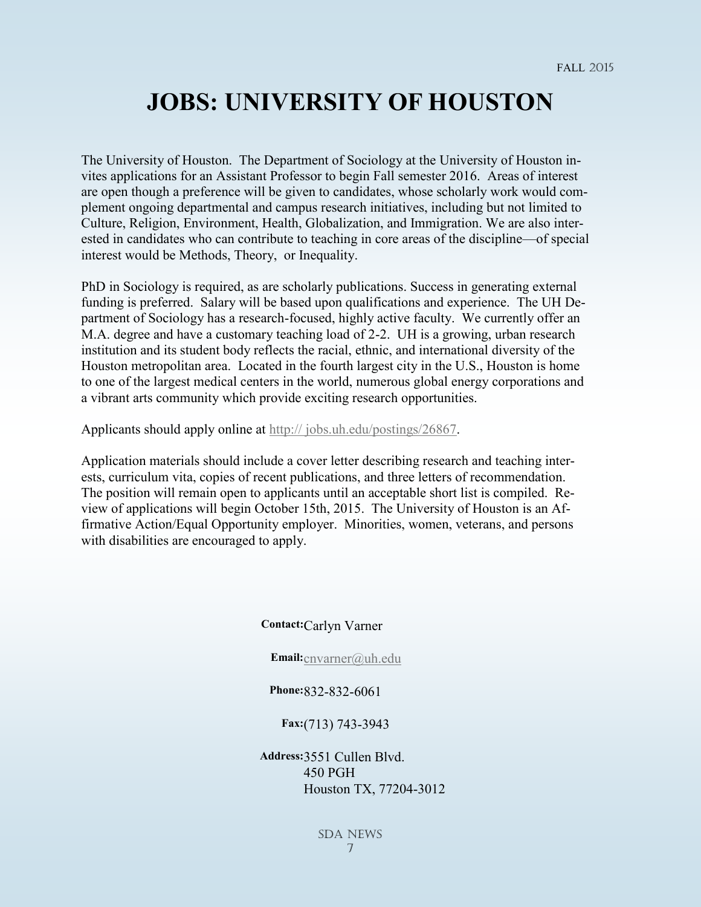# JOBS: UNIVERSITY OF HOUSTON

The University of Houston. The Department of Sociology at the University of Houston invites applications for an Assistant Professor to begin Fall semester 2016. Areas of interest are open though a preference will be given to candidates, whose scholarly work would complement ongoing departmental and campus research initiatives, including but not limited to Culture, Religion, Environment, Health, Globalization, and Immigration. We are also interested in candidates who can contribute to teaching in core areas of the discipline—of special interest would be Methods, Theory, or Inequality.

PhD in Sociology is required, as are scholarly publications. Success in generating external funding is preferred. Salary will be based upon qualifications and experience. The UH Department of Sociology has a research-focused, highly active faculty. We currently offer an M.A. degree and have a customary teaching load of 2-2. UH is a growing, urban research institution and its student body reflects the racial, ethnic, and international diversity of the Houston metropolitan area. Located in the fourth largest city in the U.S., Houston is home to one of the largest medical centers in the world, numerous global energy corporations and a vibrant arts community which provide exciting research opportunities.

Applicants should apply online at http:// jobs.uh.edu/postings/26867.

Application materials should include a cover letter describing research and teaching interests, curriculum vita, copies of recent publications, and three letters of recommendation. The position will remain open to applicants until an acceptable short list is compiled. Review of applications will begin October 15th, 2015. The University of Houston is an Affirmative Action/Equal Opportunity employer. Minorities, women, veterans, and persons with disabilities are encouraged to apply.

**Contact:** Carlyn Varner

**Email:** cnvarner@uh.edu

**Phone:** 832-832-6061

**Fax:** (713) 743-3943

**Address:** 3551 Cullen Blvd.
450 PGH
Houston TX, 77204-3012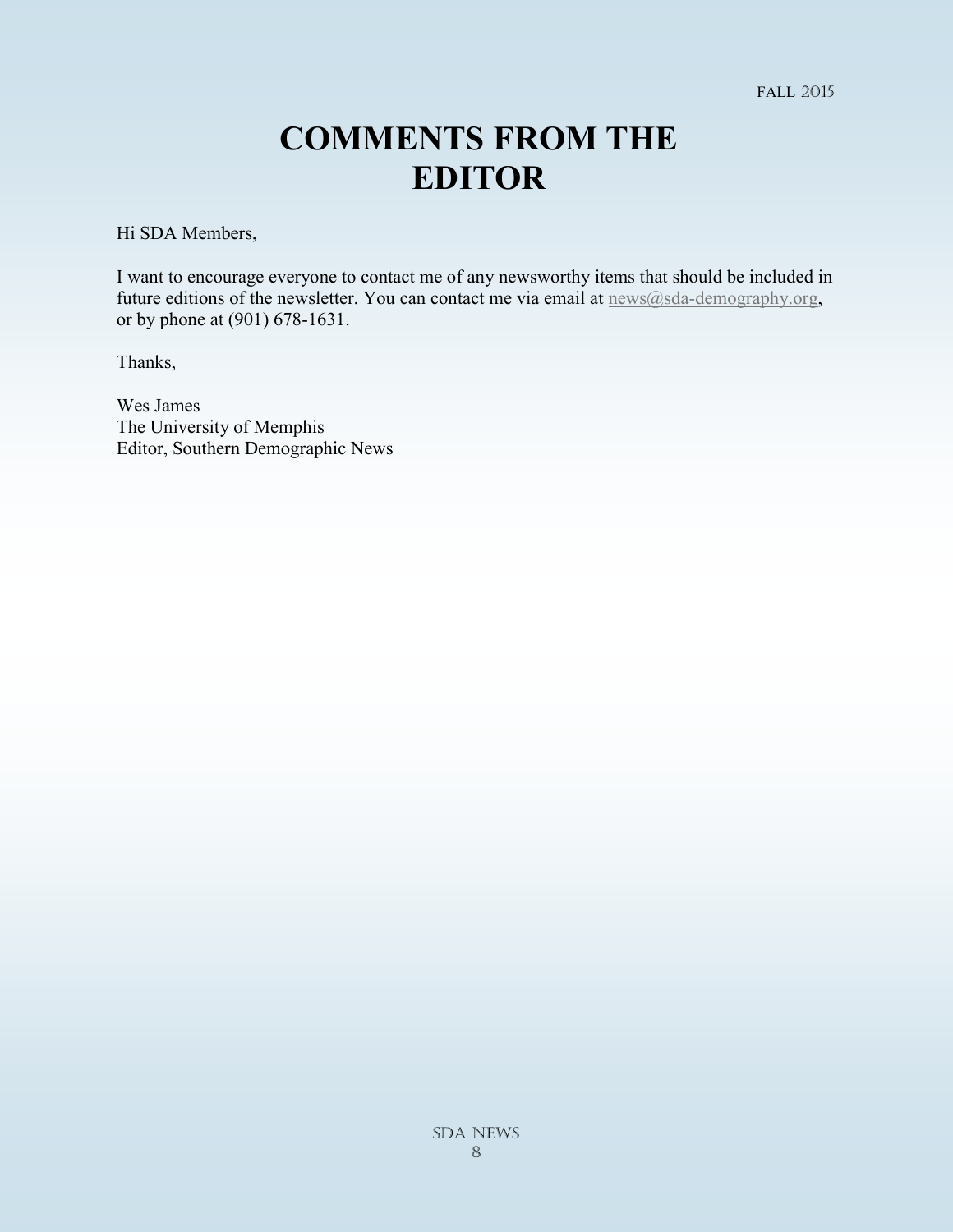# COMMENTS FROM THE EDITOR

Hi SDA Members,

I want to encourage everyone to contact me of any newsworthy items that should be included in future editions of the newsletter. You can contact me via email at news@sda-demography.org, or by phone at (901) 678-1631.

Thanks,

Wes James  
The University of Memphis  
Editor, Southern Demographic News